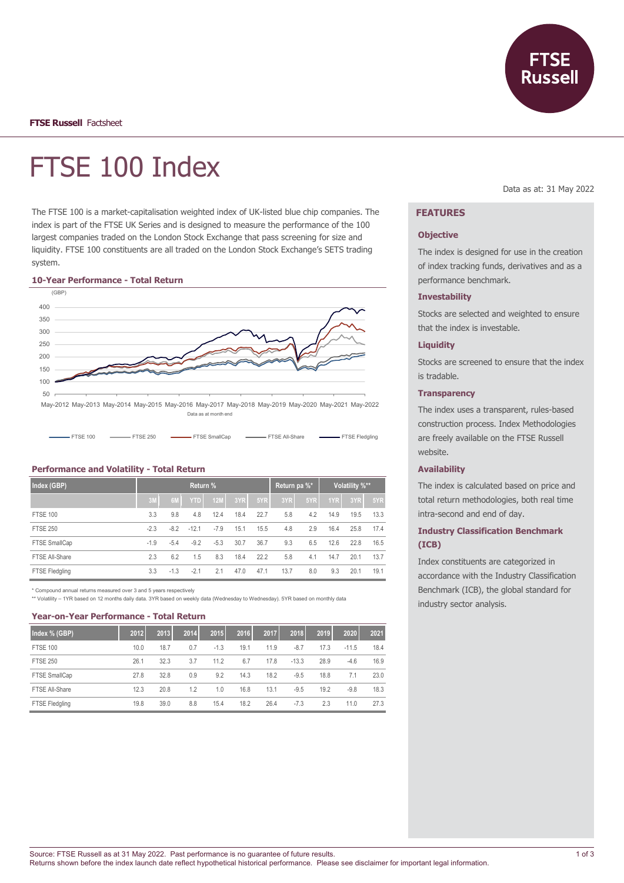**FTSE Russell** Factsheet

# FTSE 100 Index

Data as at: 31 May 2022

The FTSE 100 is a market-capitalisation weighted index of UK-listed blue chip companies. The index is part of the FTSE UK Series and is designed to measure the performance of the 100 largest companies traded on the London Stock Exchange that pass screening for size and liquidity. FTSE 100 constituents are all traded on the London Stock Exchange's SETS trading system.

### 10-Year Performance - Total Return

(GBP)

Data as at month end

FTSE 100 — FTSE 250 — FTSE SmallCap — FTSE All-Share — FTSE Fledgling

### Performance and Volatility - Total Return

| Index (GBP) | Return % | | | | | | Return pa %* | | Volatility %** | | |
|---|---|---|---|---|---|---|---|---|---|---|---|
| | 3M | 6M | YTD | 12M | 3YR | 5YR | 3YR | 5YR | 1YR | 3YR | 5YR |
| FTSE 100 | 3.3 | 9.8 | 4.8 | 12.4 | 18.4 | 22.7 | 5.8 | 4.2 | 14.9 | 19.5 | 13.3 |
| FTSE 250 | -2.3 | -8.2 | -12.1 | -7.9 | 15.1 | 15.5 | 4.8 | 2.9 | 16.4 | 25.8 | 17.4 |
| FTSE SmallCap | -1.9 | -5.4 | -9.2 | -5.3 | 30.7 | 36.7 | 9.3 | 6.5 | 12.6 | 22.8 | 16.5 |
| FTSE All-Share | 2.3 | 6.2 | 1.5 | 8.3 | 18.4 | 22.2 | 5.8 | 4.1 | 14.7 | 20.1 | 13.7 |
| FTSE Fledgling | 3.3 | -1.3 | -2.1 | 2.1 | 47.0 | 47.1 | 13.7 | 8.0 | 9.3 | 20.1 | 19.1 |

\* Compound annual returns measured over 3 and 5 years respectively

\*\* Volatility – 1YR based on 12 months daily data. 3YR based on weekly data (Wednesday to Wednesday). 5YR based on monthly data

### Year-on-Year Performance - Total Return

| Index % (GBP) | 2012 | 2013 | 2014 | 2015 | 2016 | 2017 | 2018 | 2019 | 2020 | 2021 |
|---|---|---|---|---|---|---|---|---|---|---|
| FTSE 100 | 10.0 | 18.7 | 0.7 | -1.3 | 19.1 | 11.9 | -8.7 | 17.3 | -11.5 | 18.4 |
| FTSE 250 | 26.1 | 32.3 | 3.7 | 11.2 | 6.7 | 17.8 | -13.3 | 28.9 | -4.6 | 16.9 |
| FTSE SmallCap | 27.8 | 32.8 | 0.9 | 9.2 | 14.3 | 18.2 | -9.5 | 18.8 | 7.1 | 23.0 |
| FTSE All-Share | 12.3 | 20.8 | 1.2 | 1.0 | 16.8 | 13.1 | -9.5 | 19.2 | -9.8 | 18.3 |
| FTSE Fledgling | 19.8 | 39.0 | 8.8 | 15.4 | 18.2 | 26.4 | -7.3 | 2.3 | 11.0 | 27.3 |

## FEATURES

### Objective

The index is designed for use in the creation of index tracking funds, derivatives and as a performance benchmark.

### Investability

Stocks are selected and weighted to ensure that the index is investable.

### Liquidity

Stocks are screened to ensure that the index is tradable.

### Transparency

The index uses a transparent, rules-based construction process. Index Methodologies are freely available on the FTSE Russell website.

### Availability

The index is calculated based on price and total return methodologies, both real time intra-second and end of day.

### Industry Classification Benchmark (ICB)

Index constituents are categorized in accordance with the Industry Classification Benchmark (ICB), the global standard for industry sector analysis.

Source: FTSE Russell as at 31 May 2022. Past performance is no guarantee of future results.
Returns shown before the index launch date reflect hypothetical historical performance. Please see disclaimer for important legal information.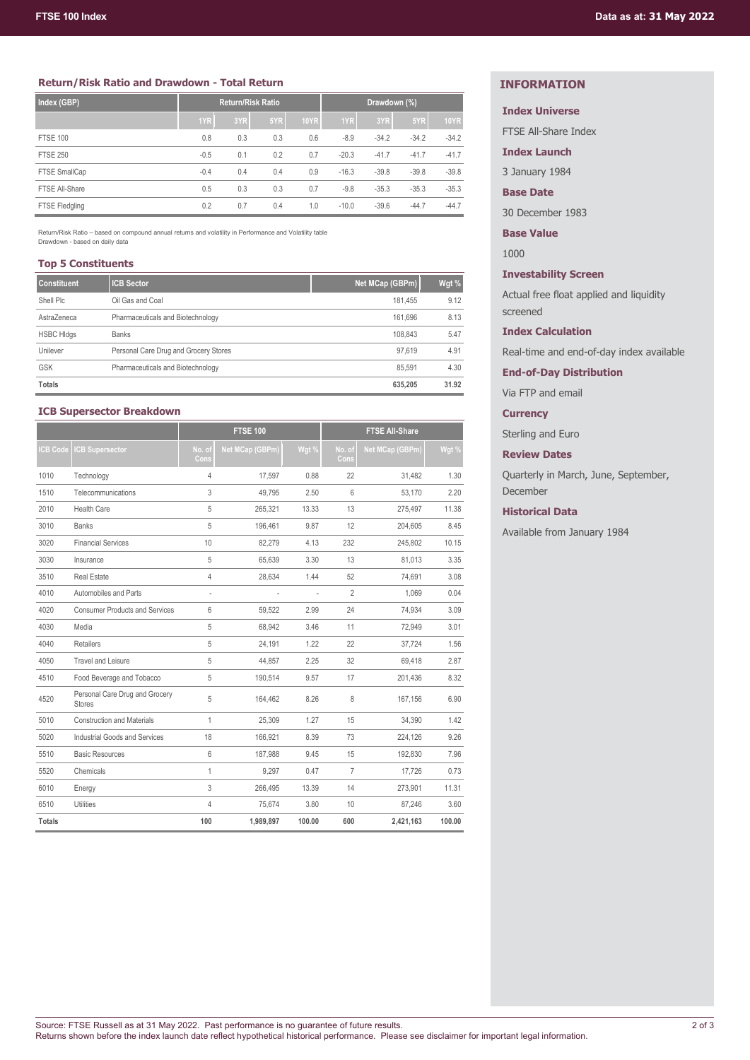## Return/Risk Ratio and Drawdown - Total Return

| Index (GBP) | Return/Risk Ratio | | | | Drawdown (%) | | | |
|---|---|---|---|---|---|---|---|---|
| | 1YR | 3YR | 5YR | 10YR | 1YR | 3YR | 5YR | 10YR |
| FTSE 100 | 0.8 | 0.3 | 0.3 | 0.6 | -8.9 | -34.2 | -34.2 | -34.2 |
| FTSE 250 | -0.5 | 0.1 | 0.2 | 0.7 | -20.3 | -41.7 | -41.7 | -41.7 |
| FTSE SmallCap | -0.4 | 0.4 | 0.4 | 0.9 | -16.3 | -39.8 | -39.8 | -39.8 |
| FTSE All-Share | 0.5 | 0.3 | 0.3 | 0.7 | -9.8 | -35.3 | -35.3 | -35.3 |
| FTSE Fledgling | 0.2 | 0.7 | 0.4 | 1.0 | -10.0 | -39.6 | -44.7 | -44.7 |

Return/Risk Ratio – based on compound annual returns and volatility in Performance and Volatility table
Drawdown - based on daily data

## Top 5 Constituents

| Constituent | ICB Sector | Net MCap (GBPm) | Wgt % |
|---|---|---|---|
| Shell Plc | Oil Gas and Coal | 181,455 | 9.12 |
| AstraZeneca | Pharmaceuticals and Biotechnology | 161,696 | 8.13 |
| HSBC Hldgs | Banks | 108,843 | 5.47 |
| Unilever | Personal Care Drug and Grocery Stores | 97,619 | 4.91 |
| GSK | Pharmaceuticals and Biotechnology | 85,591 | 4.30 |
| **Totals** | | **635,205** | **31.92** |

## ICB Supersector Breakdown

| | | FTSE 100 | | | FTSE All-Share | | |
|---|---|---|---|---|---|---|---|
| ICB Code | ICB Supersector | No. of Cons | Net MCap (GBPm) | Wgt % | No. of Cons | Net MCap (GBPm) | Wgt % |
| 1010 | Technology | 4 | 17,597 | 0.88 | 22 | 31,482 | 1.30 |
| 1510 | Telecommunications | 3 | 49,795 | 2.50 | 6 | 53,170 | 2.20 |
| 2010 | Health Care | 5 | 265,321 | 13.33 | 13 | 275,497 | 11.38 |
| 3010 | Banks | 5 | 196,461 | 9.87 | 12 | 204,605 | 8.45 |
| 3020 | Financial Services | 10 | 82,279 | 4.13 | 232 | 245,802 | 10.15 |
| 3030 | Insurance | 5 | 65,639 | 3.30 | 13 | 81,013 | 3.35 |
| 3510 | Real Estate | 4 | 28,634 | 1.44 | 52 | 74,691 | 3.08 |
| 4010 | Automobiles and Parts | - | - | - | 2 | 1,069 | 0.04 |
| 4020 | Consumer Products and Services | 6 | 59,522 | 2.99 | 24 | 74,934 | 3.09 |
| 4030 | Media | 5 | 68,942 | 3.46 | 11 | 72,949 | 3.01 |
| 4040 | Retailers | 5 | 24,191 | 1.22 | 22 | 37,724 | 1.56 |
| 4050 | Travel and Leisure | 5 | 44,857 | 2.25 | 32 | 69,418 | 2.87 |
| 4510 | Food Beverage and Tobacco | 5 | 190,514 | 9.57 | 17 | 201,436 | 8.32 |
| 4520 | Personal Care Drug and Grocery Stores | 5 | 164,462 | 8.26 | 8 | 167,156 | 6.90 |
| 5010 | Construction and Materials | 1 | 25,309 | 1.27 | 15 | 34,390 | 1.42 |
| 5020 | Industrial Goods and Services | 18 | 166,921 | 8.39 | 73 | 224,126 | 9.26 |
| 5510 | Basic Resources | 6 | 187,988 | 9.45 | 15 | 192,830 | 7.96 |
| 5520 | Chemicals | 1 | 9,297 | 0.47 | 7 | 17,726 | 0.73 |
| 6010 | Energy | 3 | 266,495 | 13.39 | 14 | 273,901 | 11.31 |
| 6510 | Utilities | 4 | 75,674 | 3.80 | 10 | 87,246 | 3.60 |
| **Totals** | | **100** | **1,989,897** | **100.00** | **600** | **2,421,163** | **100.00** |

## INFORMATION

**Index Universe**

FTSE All-Share Index

**Index Launch**

3 January 1984

**Base Date**

30 December 1983

**Base Value**

1000

**Investability Screen**

Actual free float applied and liquidity screened

**Index Calculation**

Real-time and end-of-day index available

**End-of-Day Distribution**

Via FTP and email

**Currency**

Sterling and Euro

**Review Dates**

Quarterly in March, June, September, December

**Historical Data**

Available from January 1984

Source: FTSE Russell as at 31 May 2022. Past performance is no guarantee of future results.
Returns shown before the index launch date reflect hypothetical historical performance. Please see disclaimer for important legal information.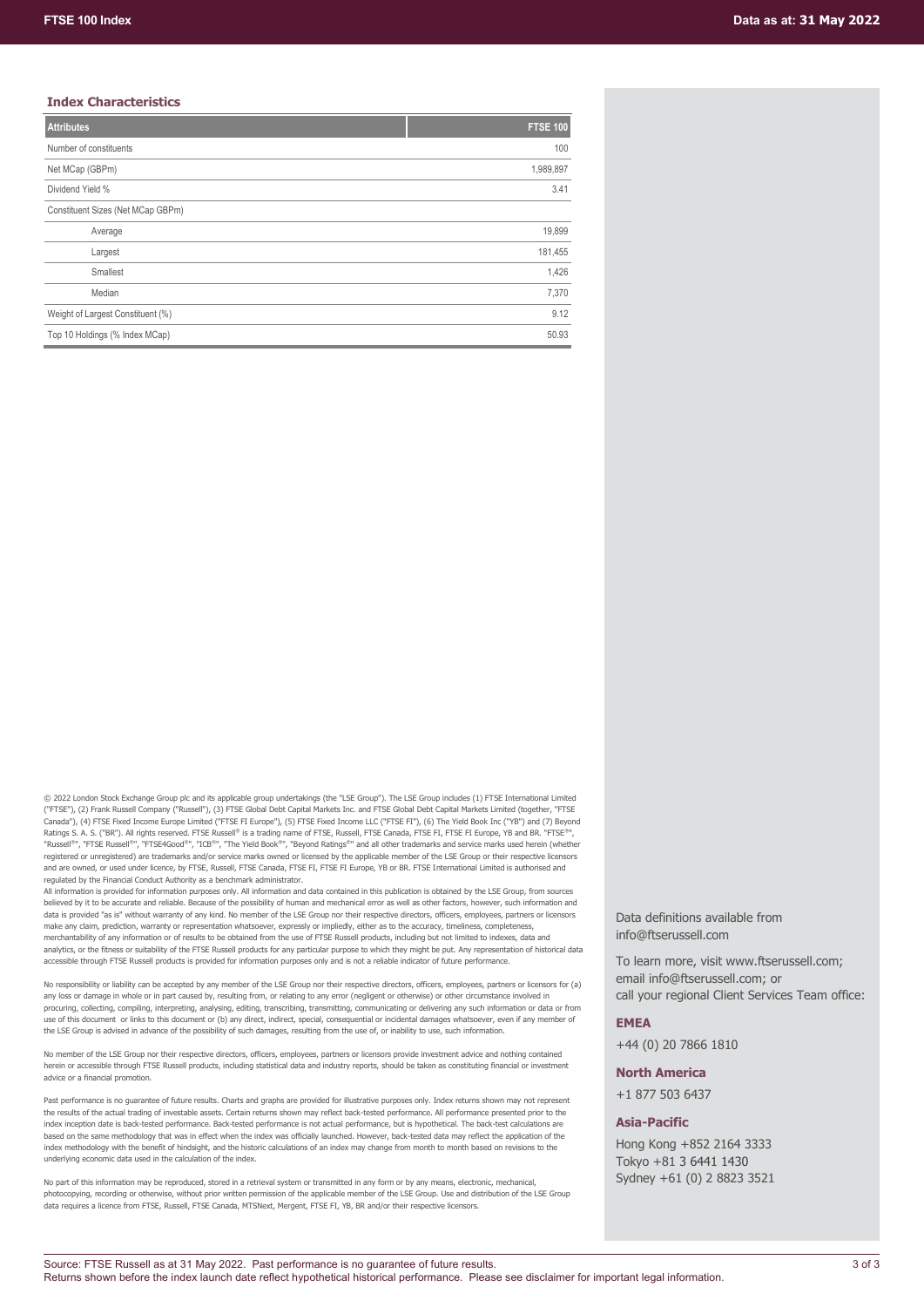## Index Characteristics

| Attributes | FTSE 100 |
| --- | --- |
| Number of constituents | 100 |
| Net MCap (GBPm) | 1,989,897 |
| Dividend Yield % | 3.41 |
| Constituent Sizes (Net MCap GBPm) | |
| Average | 19,899 |
| Largest | 181,455 |
| Smallest | 1,426 |
| Median | 7,370 |
| Weight of Largest Constituent (%) | 9.12 |
| Top 10 Holdings (% Index MCap) | 50.93 |

© 2022 London Stock Exchange Group plc and its applicable group undertakings (the "LSE Group"). The LSE Group includes (1) FTSE International Limited ("FTSE"), (2) Frank Russell Company ("Russell"), (3) FTSE Global Debt Capital Markets Inc. and FTSE Global Debt Capital Markets Limited (together, "FTSE Canada"), (4) FTSE Fixed Income Europe Limited ("FTSE FI Europe"), (5) FTSE Fixed Income LLC ("FTSE FI"), (6) The Yield Book Inc ("YB") and (7) Beyond Ratings S. A. S. ("BR"). All rights reserved. FTSE Russell® is a trading name of FTSE, Russell, FTSE Canada, FTSE FI, FTSE FI Europe, YB and BR. "FTSE®", "Russell®", "FTSE Russell®", "FTSE4Good®", "ICB®", "The Yield Book®", "Beyond Ratings®" and all other trademarks and service marks used herein (whether registered or unregistered) are trademarks and/or service marks owned or licensed by the applicable member of the LSE Group or their respective licensors and are owned, or used under licence, by FTSE, Russell, FTSE Canada, FTSE FI, FTSE FI Europe, YB or BR. FTSE International Limited is authorised and regulated by the Financial Conduct Authority as a benchmark administrator.

All information is provided for information purposes only. All information and data contained in this publication is obtained by the LSE Group, from sources believed by it to be accurate and reliable. Because of the possibility of human and mechanical error as well as other factors, however, such information and data is provided "as is" without warranty of any kind. No member of the LSE Group nor their respective directors, officers, employees, partners or licensors make any claim, prediction, warranty or representation whatsoever, expressly or impliedly, either as to the accuracy, timeliness, completeness, merchantability of any information or of results to be obtained from the use of FTSE Russell products, including but not limited to indexes, data and analytics, or the fitness or suitability of the FTSE Russell products for any particular purpose to which they might be put. Any representation of historical data accessible through FTSE Russell products is provided for information purposes only and is not a reliable indicator of future performance.

No responsibility or liability can be accepted by any member of the LSE Group nor their respective directors, officers, employees, partners or licensors for (a) any loss or damage in whole or in part caused by, resulting from, or relating to any error (negligent or otherwise) or other circumstance involved in procuring, collecting, compiling, interpreting, analysing, editing, transcribing, transmitting, communicating or delivering any such information or data or from use of this document or links to this document or (b) any direct, indirect, special, consequential or incidental damages whatsoever, even if any member of the LSE Group is advised in advance of the possibility of such damages, resulting from the use of, or inability to use, such information.

No member of the LSE Group nor their respective directors, officers, employees, partners or licensors provide investment advice and nothing contained herein or accessible through FTSE Russell products, including statistical data and industry reports, should be taken as constituting financial or investment advice or a financial promotion.

Past performance is no guarantee of future results. Charts and graphs are provided for illustrative purposes only. Index returns shown may not represent the results of the actual trading of investable assets. Certain returns shown may reflect back-tested performance. All performance presented prior to the index inception date is back-tested performance. Back-tested performance is not actual performance, but is hypothetical. The back-test calculations are based on the same methodology that was in effect when the index was officially launched. However, back-tested data may reflect the application of the index methodology with the benefit of hindsight, and the historic calculations of an index may change from month to month based on revisions to the underlying economic data used in the calculation of the index.

No part of this information may be reproduced, stored in a retrieval system or transmitted in any form or by any means, electronic, mechanical, photocopying, recording or otherwise, without prior written permission of the applicable member of the LSE Group. Use and distribution of the LSE Group data requires a licence from FTSE, Russell, FTSE Canada, MTSNext, Mergent, FTSE FI, YB, BR and/or their respective licensors.

Data definitions available from info@ftserussell.com

To learn more, visit www.ftserussell.com; email info@ftserussell.com; or call your regional Client Services Team office:

**EMEA**

+44 (0) 20 7866 1810

**North America**

+1 877 503 6437

**Asia-Pacific**

Hong Kong +852 2164 3333
Tokyo +81 3 6441 1430
Sydney +61 (0) 2 8823 3521

Source: FTSE Russell as at 31 May 2022. Past performance is no guarantee of future results.
Returns shown before the index launch date reflect hypothetical historical performance. Please see disclaimer for important legal information.